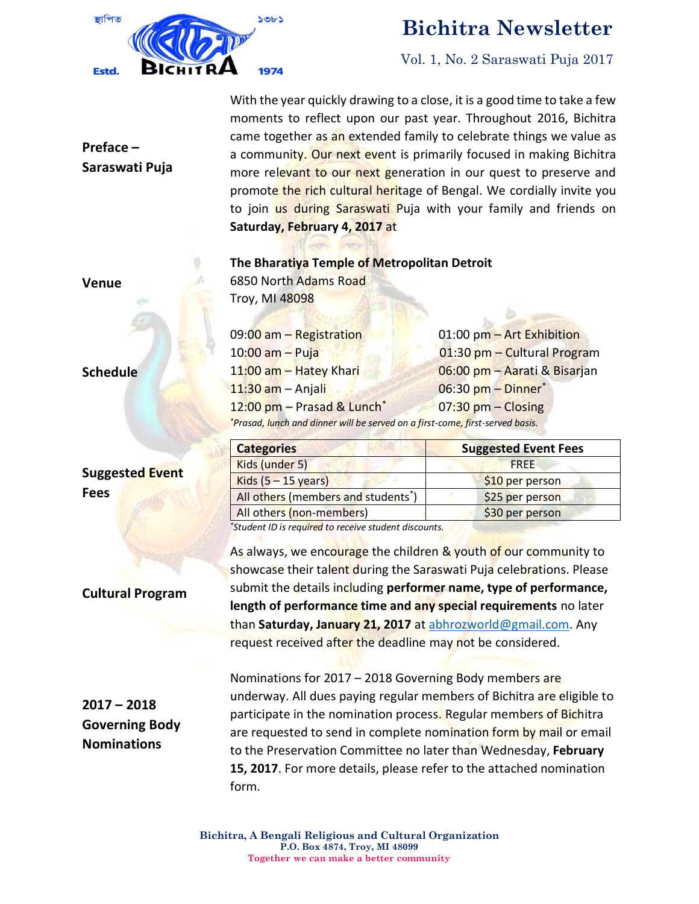# Bichitra Newsletter

Vol. 1, No. 2 Saraswati Puja 2017

স্থাপিত ১৩৮১ BICHITRA Estd. 1974

## Preface – Saraswati Puja

With the year quickly drawing to a close, it is a good time to take a few moments to reflect upon our past year. Throughout 2016, Bichitra came together as an extended family to celebrate things we value as a community. Our next event is primarily focused in making Bichitra more relevant to our next generation in our quest to preserve and promote the rich cultural heritage of Bengal. We cordially invite you to join us during Saraswati Puja with your family and friends on **Saturday, February 4, 2017** at

## Venue

**The Bharatiya Temple of Metropolitan Detroit**
6850 North Adams Road
Troy, MI 48098

## Schedule

09:00 am – Registration
10:00 am – Puja
11:00 am – Hatey Khari
11:30 am – Anjali
12:00 pm – Prasad & Lunch*
01:00 pm – Art Exhibition
01:30 pm – Cultural Program
06:00 pm – Aarati & Bisarjan
06:30 pm – Dinner*
07:30 pm – Closing

*\*Prasad, lunch and dinner will be served on a first-come, first-served basis.*

## Suggested Event Fees

| Categories | Suggested Event Fees |
|---|---|
| Kids (under 5) | FREE |
| Kids (5 – 15 years) | $10 per person |
| All others (members and students*) | $25 per person |
| All others (non-members) | $30 per person |

*\*Student ID is required to receive student discounts.*

## Cultural Program

As always, we encourage the children & youth of our community to showcase their talent during the Saraswati Puja celebrations. Please submit the details including **performer name, type of performance, length of performance time and any special requirements** no later than **Saturday, January 21, 2017** at abhrozworld@gmail.com. Any request received after the deadline may not be considered.

## 2017 – 2018 Governing Body Nominations

Nominations for 2017 – 2018 Governing Body members are underway. All dues paying regular members of Bichitra are eligible to participate in the nomination process. Regular members of Bichitra are requested to send in complete nomination form by mail or email to the Preservation Committee no later than Wednesday, **February 15, 2017**. For more details, please refer to the attached nomination form.

**Bichitra, A Bengali Religious and Cultural Organization**
**P.O. Box 4874, Troy, MI 48099**
**Together we can make a better community**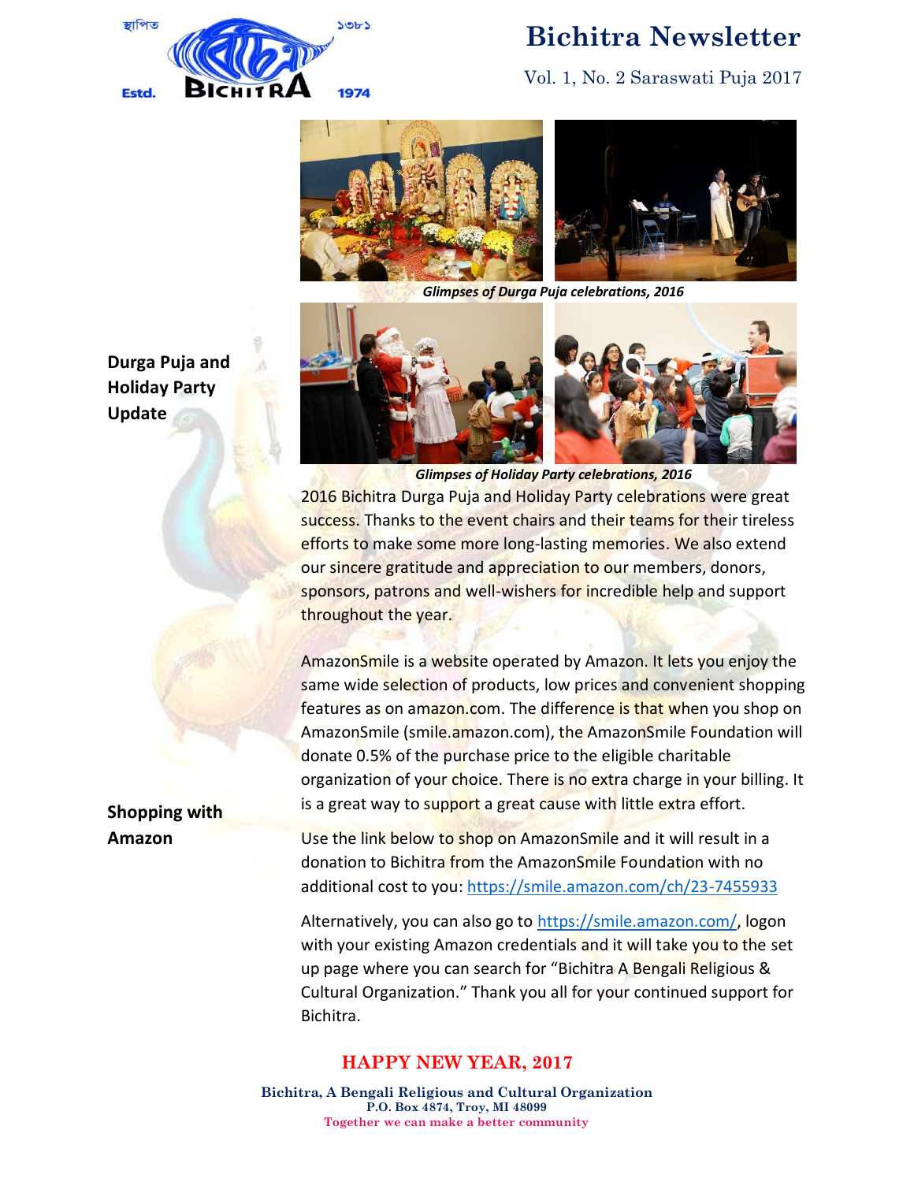স্থাপিত ১৩৮১

Estd. 1974

# Bichitra Newsletter

Vol. 1, No. 2 Saraswati Puja 2017

*Glimpses of Durga Puja celebrations, 2016*

## Durga Puja and Holiday Party Update

*Glimpses of Holiday Party celebrations, 2016*

2016 Bichitra Durga Puja and Holiday Party celebrations were great success. Thanks to the event chairs and their teams for their tireless efforts to make some more long-lasting memories. We also extend our sincere gratitude and appreciation to our members, donors, sponsors, patrons and well-wishers for incredible help and support throughout the year.

## Shopping with Amazon

AmazonSmile is a website operated by Amazon. It lets you enjoy the same wide selection of products, low prices and convenient shopping features as on amazon.com. The difference is that when you shop on AmazonSmile (smile.amazon.com), the AmazonSmile Foundation will donate 0.5% of the purchase price to the eligible charitable organization of your choice. There is no extra charge in your billing. It is a great way to support a great cause with little extra effort.

Use the link below to shop on AmazonSmile and it will result in a donation to Bichitra from the AmazonSmile Foundation with no additional cost to you: https://smile.amazon.com/ch/23-7455933

Alternatively, you can also go to https://smile.amazon.com/, logon with your existing Amazon credentials and it will take you to the set up page where you can search for "Bichitra A Bengali Religious & Cultural Organization." Thank you all for your continued support for Bichitra.

**HAPPY NEW YEAR, 2017**

**Bichitra, A Bengali Religious and Cultural Organization**
**P.O. Box 4874, Troy, MI 48099**
**Together we can make a better community**